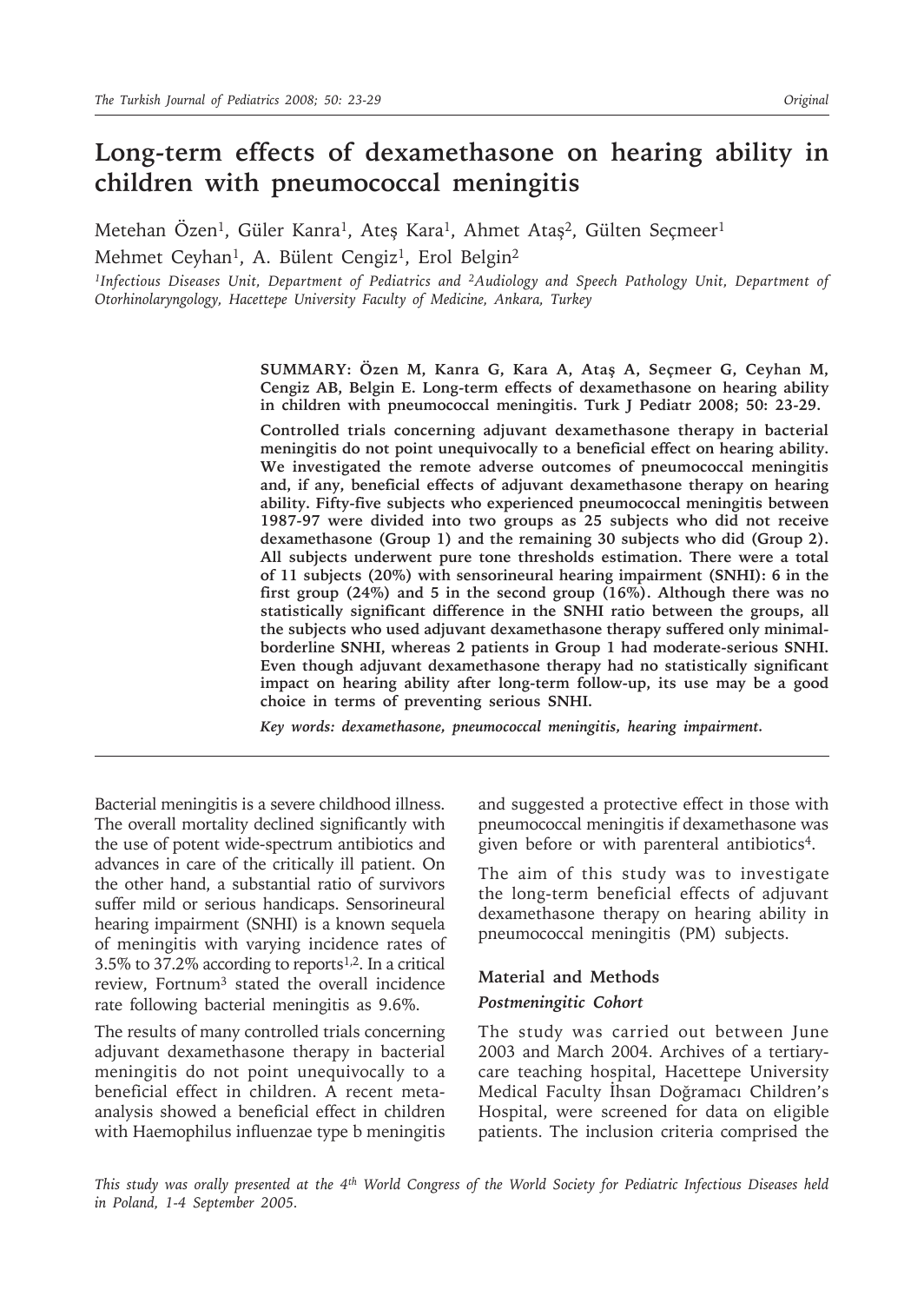# Long-term effects of dexamethasone on hearing ability in children with pneumococcal meningitis

Metehan Özen[1], Güler Kanra[1], Ateş Kara[1], Ahmet Ataş[2], Gülten Seçmeer[1]
Mehmet Ceyhan[1], A. Bülent Cengiz[1], Erol Belgin[2]

*[1]Infectious Diseases Unit, Department of Pediatrics and [2]Audiology and Speech Pathology Unit, Department of Otorhinolaryngology, Hacettepe University Faculty of Medicine, Ankara, Turkey*

**SUMMARY: Özen M, Kanra G, Kara A, Ataş A, Seçmeer G, Ceyhan M, Cengiz AB, Belgin E. Long-term effects of dexamethasone on hearing ability in children with pneumococcal meningitis. Turk J Pediatr 2008; 50: 23-29.**

**Controlled trials concerning adjuvant dexamethasone therapy in bacterial meningitis do not point unequivocally to a beneficial effect on hearing ability. We investigated the remote adverse outcomes of pneumococcal meningitis and, if any, beneficial effects of adjuvant dexamethasone therapy on hearing ability. Fifty-five subjects who experienced pneumococcal meningitis between 1987-97 were divided into two groups as 25 subjects who did not receive dexamethasone (Group 1) and the remaining 30 subjects who did (Group 2). All subjects underwent pure tone thresholds estimation. There were a total of 11 subjects (20%) with sensorineural hearing impairment (SNHI): 6 in the first group (24%) and 5 in the second group (16%). Although there was no statistically significant difference in the SNHI ratio between the groups, all the subjects who used adjuvant dexamethasone therapy suffered only minimal-borderline SNHI, whereas 2 patients in Group 1 had moderate-serious SNHI. Even though adjuvant dexamethasone therapy had no statistically significant impact on hearing ability after long-term follow-up, its use may be a good choice in terms of preventing serious SNHI.**

***Key words: dexamethasone, pneumococcal meningitis, hearing impairment.***

Bacterial meningitis is a severe childhood illness. The overall mortality declined significantly with the use of potent wide-spectrum antibiotics and advances in care of the critically ill patient. On the other hand, a substantial ratio of survivors suffer mild or serious handicaps. Sensorineural hearing impairment (SNHI) is a known sequela of meningitis with varying incidence rates of 3.5% to 37.2% according to reports[1,2]. In a critical review, Fortnum[3] stated the overall incidence rate following bacterial meningitis as 9.6%.

The results of many controlled trials concerning adjuvant dexamethasone therapy in bacterial meningitis do not point unequivocally to a beneficial effect in children. A recent meta-analysis showed a beneficial effect in children with Haemophilus influenzae type b meningitis and suggested a protective effect in those with pneumococcal meningitis if dexamethasone was given before or with parenteral antibiotics[4].

The aim of this study was to investigate the long-term beneficial effects of adjuvant dexamethasone therapy on hearing ability in pneumococcal meningitis (PM) subjects.

## Material and Methods

### *Postmeningitic Cohort*

The study was carried out between June 2003 and March 2004. Archives of a tertiary-care teaching hospital, Hacettepe University Medical Faculty İhsan Doğramacı Children's Hospital, were screened for data on eligible patients. The inclusion criteria comprised the

*This study was orally presented at the 4th World Congress of the World Society for Pediatric Infectious Diseases held in Poland, 1-4 September 2005.*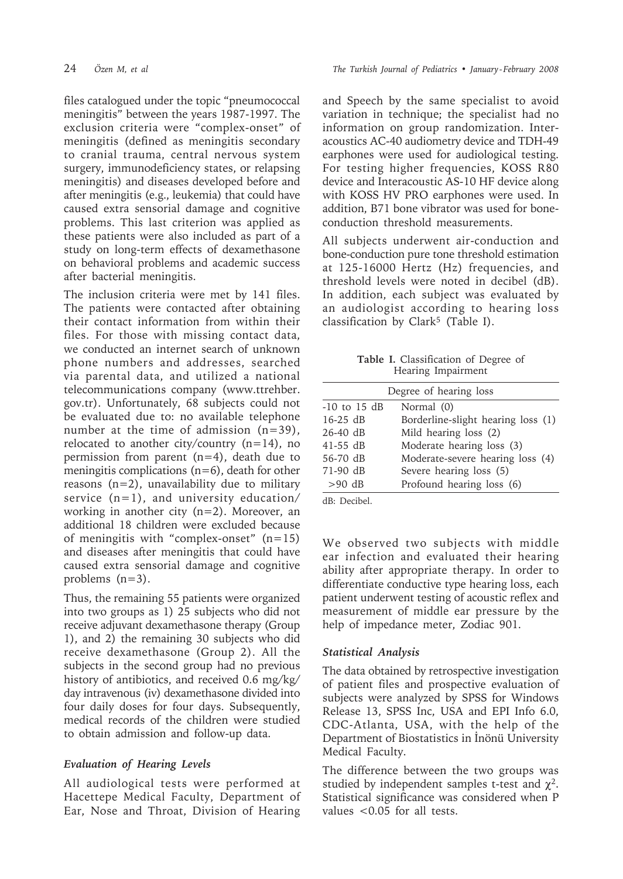files catalogued under the topic "pneumococcal meningitis" between the years 1987-1997. The exclusion criteria were "complex-onset" of meningitis (defined as meningitis secondary to cranial trauma, central nervous system surgery, immunodeficiency states, or relapsing meningitis) and diseases developed before and after meningitis (e.g., leukemia) that could have caused extra sensorial damage and cognitive problems. This last criterion was applied as these patients were also included as part of a study on long-term effects of dexamethasone on behavioral problems and academic success after bacterial meningitis.

The inclusion criteria were met by 141 files. The patients were contacted after obtaining their contact information from within their files. For those with missing contact data, we conducted an internet search of unknown phone numbers and addresses, searched via parental data, and utilized a national telecommunications company (www.ttrehber.gov.tr). Unfortunately, 68 subjects could not be evaluated due to: no available telephone number at the time of admission (n=39), relocated to another city/country (n=14), no permission from parent (n=4), death due to meningitis complications (n=6), death for other reasons (n=2), unavailability due to military service (n=1), and university education/working in another city (n=2). Moreover, an additional 18 children were excluded because of meningitis with "complex-onset" (n=15) and diseases after meningitis that could have caused extra sensorial damage and cognitive problems (n=3).

Thus, the remaining 55 patients were organized into two groups as 1) 25 subjects who did not receive adjuvant dexamethasone therapy (Group 1), and 2) the remaining 30 subjects who did receive dexamethasone (Group 2). All the subjects in the second group had no previous history of antibiotics, and received 0.6 mg/kg/day intravenous (iv) dexamethasone divided into four daily doses for four days. Subsequently, medical records of the children were studied to obtain admission and follow-up data.

### *Evaluation of Hearing Levels*

All audiological tests were performed at Hacettepe Medical Faculty, Department of Ear, Nose and Throat, Division of Hearing and Speech by the same specialist to avoid variation in technique; the specialist had no information on group randomization. Interacoustics AC-40 audiometry device and TDH-49 earphones were used for audiological testing. For testing higher frequencies, KOSS R80 device and Interacoustic AS-10 HF device along with KOSS HV PRO earphones were used. In addition, B71 bone vibrator was used for bone-conduction threshold measurements.

All subjects underwent air-conduction and bone-conduction pure tone threshold estimation at 125-16000 Hertz (Hz) frequencies, and threshold levels were noted in decibel (dB). In addition, each subject was evaluated by an audiologist according to hearing loss classification by Clark[5] (Table I).

**Table I.** Classification of Degree of Hearing Impairment

| Degree of hearing loss | |
|---|---|
| -10 to 15 dB | Normal (0) |
| 16-25 dB | Borderline-slight hearing loss (1) |
| 26-40 dB | Mild hearing loss (2) |
| 41-55 dB | Moderate hearing loss (3) |
| 56-70 dB | Moderate-severe hearing loss (4) |
| 71-90 dB | Severe hearing loss (5) |
| >90 dB | Profound hearing loss (6) |

dB: Decibel.

We observed two subjects with middle ear infection and evaluated their hearing ability after appropriate therapy. In order to differentiate conductive type hearing loss, each patient underwent testing of acoustic reflex and measurement of middle ear pressure by the help of impedance meter, Zodiac 901.

### *Statistical Analysis*

The data obtained by retrospective investigation of patient files and prospective evaluation of subjects were analyzed by SPSS for Windows Release 13, SPSS Inc, USA and EPI Info 6.0, CDC-Atlanta, USA, with the help of the Department of Biostatistics in İnönü University Medical Faculty.

The difference between the two groups was studied by independent samples t-test and $\chi^2$. Statistical significance was considered when P values <0.05 for all tests.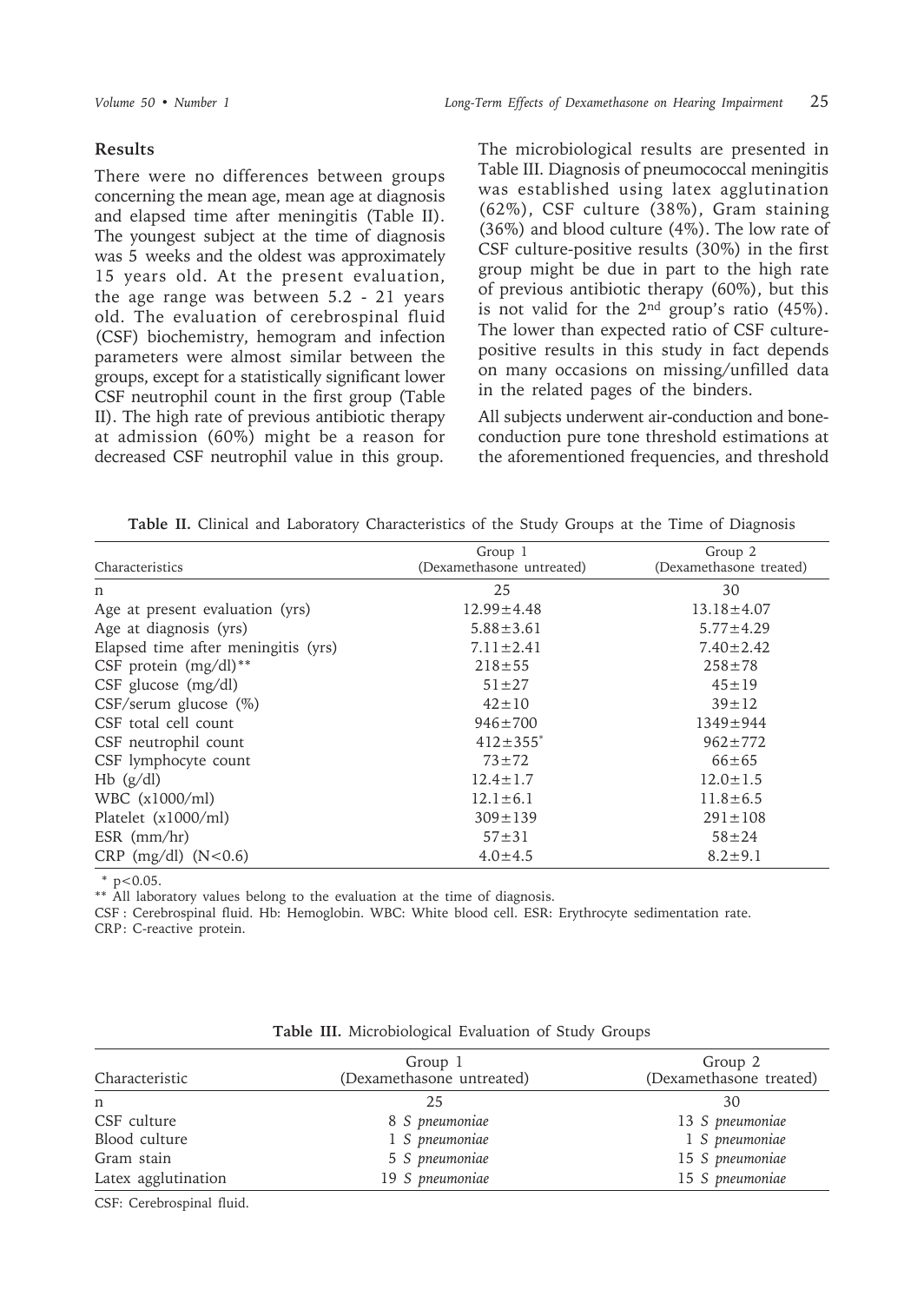## Results

There were no differences between groups concerning the mean age, mean age at diagnosis and elapsed time after meningitis (Table II). The youngest subject at the time of diagnosis was 5 weeks and the oldest was approximately 15 years old. At the present evaluation, the age range was between 5.2 - 21 years old. The evaluation of cerebrospinal fluid (CSF) biochemistry, hemogram and infection parameters were almost similar between the groups, except for a statistically significant lower CSF neutrophil count in the first group (Table II). The high rate of previous antibiotic therapy at admission (60%) might be a reason for decreased CSF neutrophil value in this group.

The microbiological results are presented in Table III. Diagnosis of pneumococcal meningitis was established using latex agglutination (62%), CSF culture (38%), Gram staining (36%) and blood culture (4%). The low rate of CSF culture-positive results (30%) in the first group might be due in part to the high rate of previous antibiotic therapy (60%), but this is not valid for the 2nd group's ratio (45%). The lower than expected ratio of CSF culture-positive results in this study in fact depends on many occasions on missing/unfilled data in the related pages of the binders.

All subjects underwent air-conduction and bone-conduction pure tone threshold estimations at the aforementioned frequencies, and threshold

**Table II.** Clinical and Laboratory Characteristics of the Study Groups at the Time of Diagnosis

| Characteristics | Group 1 (Dexamethasone untreated) | Group 2 (Dexamethasone treated) |
|---|---|---|
| n | 25 | 30 |
| Age at present evaluation (yrs) | 12.99±4.48 | 13.18±4.07 |
| Age at diagnosis (yrs) | 5.88±3.61 | 5.77±4.29 |
| Elapsed time after meningitis (yrs) | 7.11±2.41 | 7.40±2.42 |
| CSF protein (mg/dl)** | 218±55 | 258±78 |
| CSF glucose (mg/dl) | 51±27 | 45±19 |
| CSF/serum glucose (%) | 42±10 | 39±12 |
| CSF total cell count | 946±700 | 1349±944 |
| CSF neutrophil count | 412±355* | 962±772 |
| CSF lymphocyte count | 73±72 | 66±65 |
| Hb (g/dl) | 12.4±1.7 | 12.0±1.5 |
| WBC (x1000/ml) | 12.1±6.1 | 11.8±6.5 |
| Platelet (x1000/ml) | 309±139 | 291±108 |
| ESR (mm/hr) | 57±31 | 58±24 |
| CRP (mg/dl) (N<0.6) | 4.0±4.5 | 8.2±9.1 |

* $p<0.05$.
** All laboratory values belong to the evaluation at the time of diagnosis.
CSF: Cerebrospinal fluid. Hb: Hemoglobin. WBC: White blood cell. ESR: Erythrocyte sedimentation rate.
CRP: C-reactive protein.

**Table III.** Microbiological Evaluation of Study Groups

| Characteristic | Group 1 (Dexamethasone untreated) | Group 2 (Dexamethasone treated) |
|---|---|---|
| n | 25 | 30 |
| CSF culture | 8 *S pneumoniae* | 13 *S pneumoniae* |
| Blood culture | 1 *S pneumoniae* | 1 *S pneumoniae* |
| Gram stain | 5 *S pneumoniae* | 15 *S pneumoniae* |
| Latex agglutination | 19 *S pneumoniae* | 15 *S pneumoniae* |

CSF: Cerebrospinal fluid.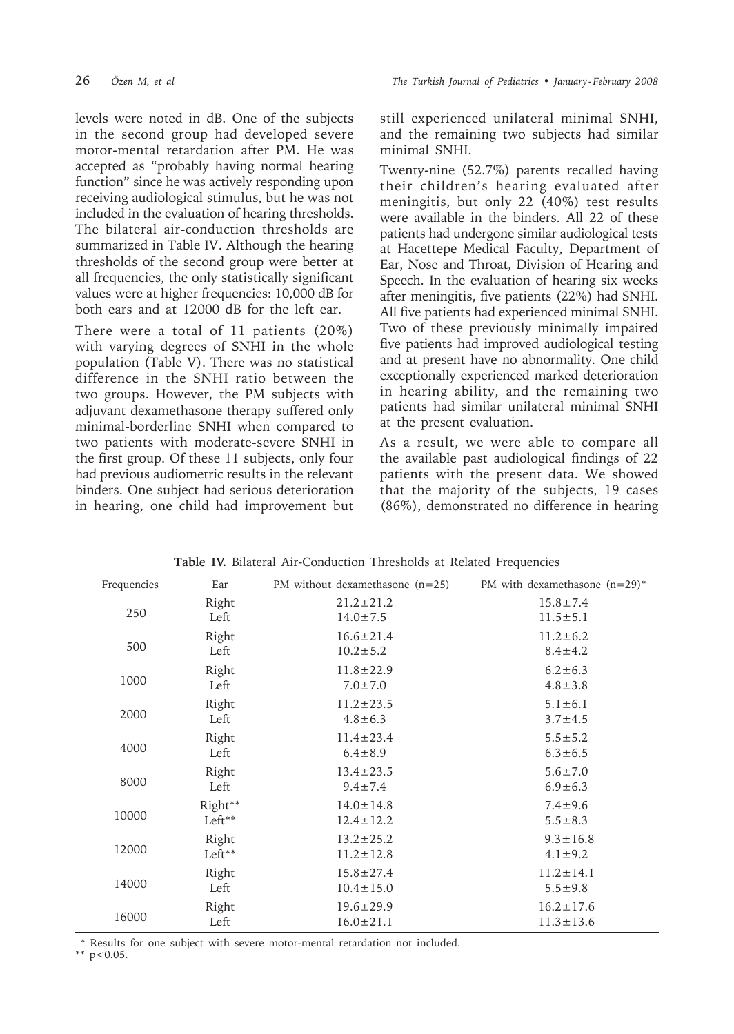levels were noted in dB. One of the subjects in the second group had developed severe motor-mental retardation after PM. He was accepted as "probably having normal hearing function" since he was actively responding upon receiving audiological stimulus, but he was not included in the evaluation of hearing thresholds. The bilateral air-conduction thresholds are summarized in Table IV. Although the hearing thresholds of the second group were better at all frequencies, the only statistically significant values were at higher frequencies: 10,000 dB for both ears and at 12000 dB for the left ear.

There were a total of 11 patients (20%) with varying degrees of SNHI in the whole population (Table V). There was no statistical difference in the SNHI ratio between the two groups. However, the PM subjects with adjuvant dexamethasone therapy suffered only minimal-borderline SNHI when compared to two patients with moderate-severe SNHI in the first group. Of these 11 subjects, only four had previous audiometric results in the relevant binders. One subject had serious deterioration in hearing, one child had improvement but still experienced unilateral minimal SNHI, and the remaining two subjects had similar minimal SNHI.

Twenty-nine (52.7%) parents recalled having their children's hearing evaluated after meningitis, but only 22 (40%) test results were available in the binders. All 22 of these patients had undergone similar audiological tests at Hacettepe Medical Faculty, Department of Ear, Nose and Throat, Division of Hearing and Speech. In the evaluation of hearing six weeks after meningitis, five patients (22%) had SNHI. All five patients had experienced minimal SNHI. Two of these previously minimally impaired five patients had improved audiological testing and at present have no abnormality. One child exceptionally experienced marked deterioration in hearing ability, and the remaining two patients had similar unilateral minimal SNHI at the present evaluation.

As a result, we were able to compare all the available past audiological findings of 22 patients with the present data. We showed that the majority of the subjects, 19 cases (86%), demonstrated no difference in hearing

**Table IV.** Bilateral Air-Conduction Thresholds at Related Frequencies

| Frequencies | Ear | PM without dexamethasone (n=25) | PM with dexamethasone (n=29)* |
|---|---|---|---|
| 250 | Right | 21.2±21.2 | 15.8±7.4 |
| | Left | 14.0±7.5 | 11.5±5.1 |
| 500 | Right | 16.6±21.4 | 11.2±6.2 |
| | Left | 10.2±5.2 | 8.4±4.2 |
| 1000 | Right | 11.8±22.9 | 6.2±6.3 |
| | Left | 7.0±7.0 | 4.8±3.8 |
| 2000 | Right | 11.2±23.5 | 5.1±6.1 |
| | Left | 4.8±6.3 | 3.7±4.5 |
| 4000 | Right | 11.4±23.4 | 5.5±5.2 |
| | Left | 6.4±8.9 | 6.3±6.5 |
| 8000 | Right | 13.4±23.5 | 5.6±7.0 |
| | Left | 9.4±7.4 | 6.9±6.3 |
| 10000 | Right** | 14.0±14.8 | 7.4±9.6 |
| | Left** | 12.4±12.2 | 5.5±8.3 |
| 12000 | Right | 13.2±25.2 | 9.3±16.8 |
| | Left** | 11.2±12.8 | 4.1±9.2 |
| 14000 | Right | 15.8±27.4 | 11.2±14.1 |
| | Left | 10.4±15.0 | 5.5±9.8 |
| 16000 | Right | 19.6±29.9 | 16.2±17.6 |
| | Left | 16.0±21.1 | 11.3±13.6 |

\* Results for one subject with severe motor-mental retardation not included.
** $p<0.05$.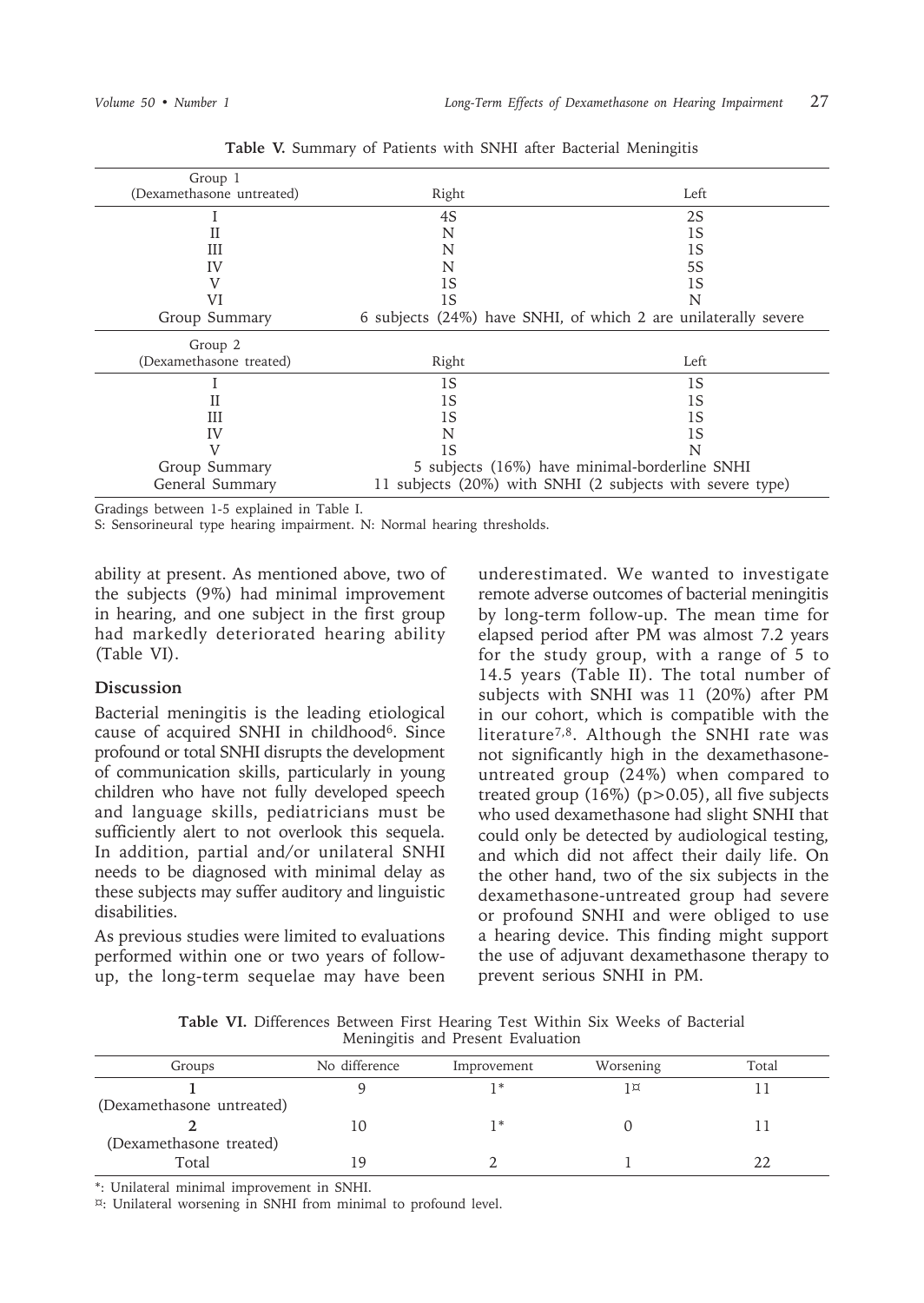**Table V.** Summary of Patients with SNHI after Bacterial Meningitis

| Group 1 (Dexamethasone untreated) | Right | Left |
|---|---|---|
| I | 4S | 2S |
| II | N | 1S |
| III | N | 1S |
| IV | N | 5S |
| V | 1S | 1S |
| VI | 1S | N |
| Group Summary | 6 subjects (24%) have SNHI, of which 2 are unilaterally severe | |
| **Group 2 (Dexamethasone treated)** | **Right** | **Left** |
| I | 1S | 1S |
| II | 1S | 1S |
| III | 1S | 1S |
| IV | N | 1S |
| V | 1S | N |
| Group Summary | 5 subjects (16%) have minimal-borderline SNHI | |
| General Summary | 11 subjects (20%) with SNHI (2 subjects with severe type) | |

Gradings between 1-5 explained in Table I.
S: Sensorineural type hearing impairment. N: Normal hearing thresholds.

ability at present. As mentioned above, two of the subjects (9%) had minimal improvement in hearing, and one subject in the first group had markedly deteriorated hearing ability (Table VI).

## Discussion

Bacterial meningitis is the leading etiological cause of acquired SNHI in childhood[6]. Since profound or total SNHI disrupts the development of communication skills, particularly in young children who have not fully developed speech and language skills, pediatricians must be sufficiently alert to not overlook this sequela. In addition, partial and/or unilateral SNHI needs to be diagnosed with minimal delay as these subjects may suffer auditory and linguistic disabilities.

As previous studies were limited to evaluations performed within one or two years of follow-up, the long-term sequelae may have been underestimated. We wanted to investigate remote adverse outcomes of bacterial meningitis by long-term follow-up. The mean time for elapsed period after PM was almost 7.2 years for the study group, with a range of 5 to 14.5 years (Table II). The total number of subjects with SNHI was 11 (20%) after PM in our cohort, which is compatible with the literature[7,8]. Although the SNHI rate was not significantly high in the dexamethasone-untreated group (24%) when compared to treated group (16%) ($p>0.05$), all five subjects who used dexamethasone had slight SNHI that could only be detected by audiological testing, and which did not affect their daily life. On the other hand, two of the six subjects in the dexamethasone-untreated group had severe or profound SNHI and were obliged to use a hearing device. This finding might support the use of adjuvant dexamethasone therapy to prevent serious SNHI in PM.

**Table VI.** Differences Between First Hearing Test Within Six Weeks of Bacterial Meningitis and Present Evaluation

| Groups | No difference | Improvement | Worsening | Total |
|---|---|---|---|---|
| **1** (Dexamethasone untreated) | 9 | 1* | 1¤ | 11 |
| **2** (Dexamethasone treated) | 10 | 1* | 0 | 11 |
| Total | 19 | 2 | 1 | 22 |

*: Unilateral minimal improvement in SNHI.
¤: Unilateral worsening in SNHI from minimal to profound level.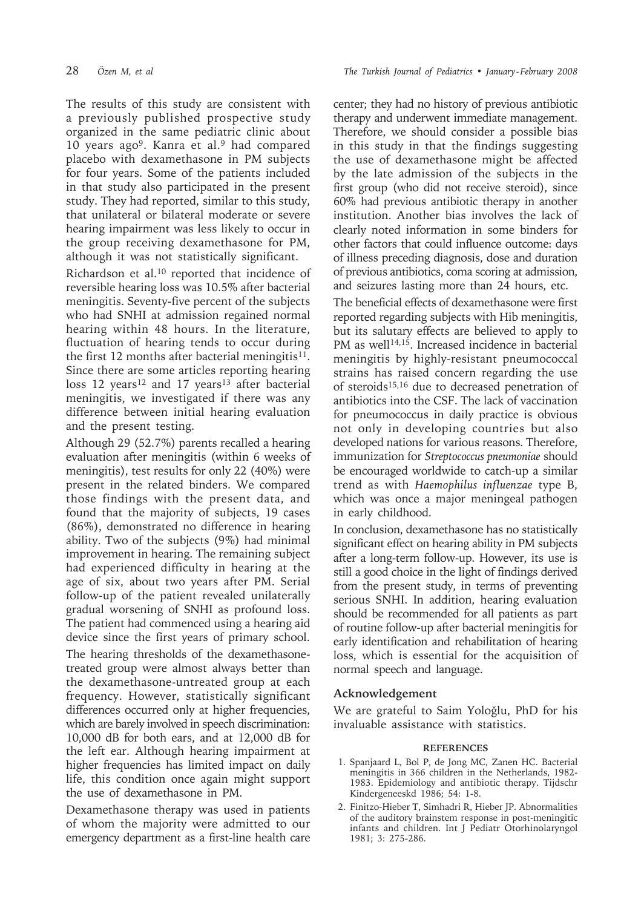The results of this study are consistent with a previously published prospective study organized in the same pediatric clinic about 10 years ago[9]. Kanra et al.[9] had compared placebo with dexamethasone in PM subjects for four years. Some of the patients included in that study also participated in the present study. They had reported, similar to this study, that unilateral or bilateral moderate or severe hearing impairment was less likely to occur in the group receiving dexamethasone for PM, although it was not statistically significant.

Richardson et al.[10] reported that incidence of reversible hearing loss was 10.5% after bacterial meningitis. Seventy-five percent of the subjects who had SNHI at admission regained normal hearing within 48 hours. In the literature, fluctuation of hearing tends to occur during the first 12 months after bacterial meningitis[11]. Since there are some articles reporting hearing loss 12 years[12] and 17 years[13] after bacterial meningitis, we investigated if there was any difference between initial hearing evaluation and the present testing.

Although 29 (52.7%) parents recalled a hearing evaluation after meningitis (within 6 weeks of meningitis), test results for only 22 (40%) were present in the related binders. We compared those findings with the present data, and found that the majority of subjects, 19 cases (86%), demonstrated no difference in hearing ability. Two of the subjects (9%) had minimal improvement in hearing. The remaining subject had experienced difficulty in hearing at the age of six, about two years after PM. Serial follow-up of the patient revealed unilaterally gradual worsening of SNHI as profound loss. The patient had commenced using a hearing aid device since the first years of primary school.

The hearing thresholds of the dexamethasone-treated group were almost always better than the dexamethasone-untreated group at each frequency. However, statistically significant differences occurred only at higher frequencies, which are barely involved in speech discrimination: 10,000 dB for both ears, and at 12,000 dB for the left ear. Although hearing impairment at higher frequencies has limited impact on daily life, this condition once again might support the use of dexamethasone in PM.

Dexamethasone therapy was used in patients of whom the majority were admitted to our emergency department as a first-line health care center; they had no history of previous antibiotic therapy and underwent immediate management. Therefore, we should consider a possible bias in this study in that the findings suggesting the use of dexamethasone might be affected by the late admission of the subjects in the first group (who did not receive steroid), since 60% had previous antibiotic therapy in another institution. Another bias involves the lack of clearly noted information in some binders for other factors that could influence outcome: days of illness preceding diagnosis, dose and duration of previous antibiotics, coma scoring at admission, and seizures lasting more than 24 hours, etc.

The beneficial effects of dexamethasone were first reported regarding subjects with Hib meningitis, but its salutary effects are believed to apply to PM as well[14,15]. Increased incidence in bacterial meningitis by highly-resistant pneumococcal strains has raised concern regarding the use of steroids[15,16] due to decreased penetration of antibiotics into the CSF. The lack of vaccination for pneumococcus in daily practice is obvious not only in developing countries but also developed nations for various reasons. Therefore, immunization for *Streptococcus pneumoniae* should be encouraged worldwide to catch-up a similar trend as with *Haemophilus influenzae* type B, which was once a major meningeal pathogen in early childhood.

In conclusion, dexamethasone has no statistically significant effect on hearing ability in PM subjects after a long-term follow-up. However, its use is still a good choice in the light of findings derived from the present study, in terms of preventing serious SNHI. In addition, hearing evaluation should be recommended for all patients as part of routine follow-up after bacterial meningitis for early identification and rehabilitation of hearing loss, which is essential for the acquisition of normal speech and language.

## Acknowledgement

We are grateful to Saim Yoloğlu, PhD for his invaluable assistance with statistics.

## REFERENCES

1. Spanjaard L, Bol P, de Jong MC, Zanen HC. Bacterial meningitis in 366 children in the Netherlands, 1982-1983. Epidemiology and antibiotic therapy. Tijdschr Kindergeneeskd 1986; 54: 1-8.
2. Finitzo-Hieber T, Simhadri R, Hieber JP. Abnormalities of the auditory brainstem response in post-meningitic infants and children. Int J Pediatr Otorhinolaryngol 1981; 3: 275-286.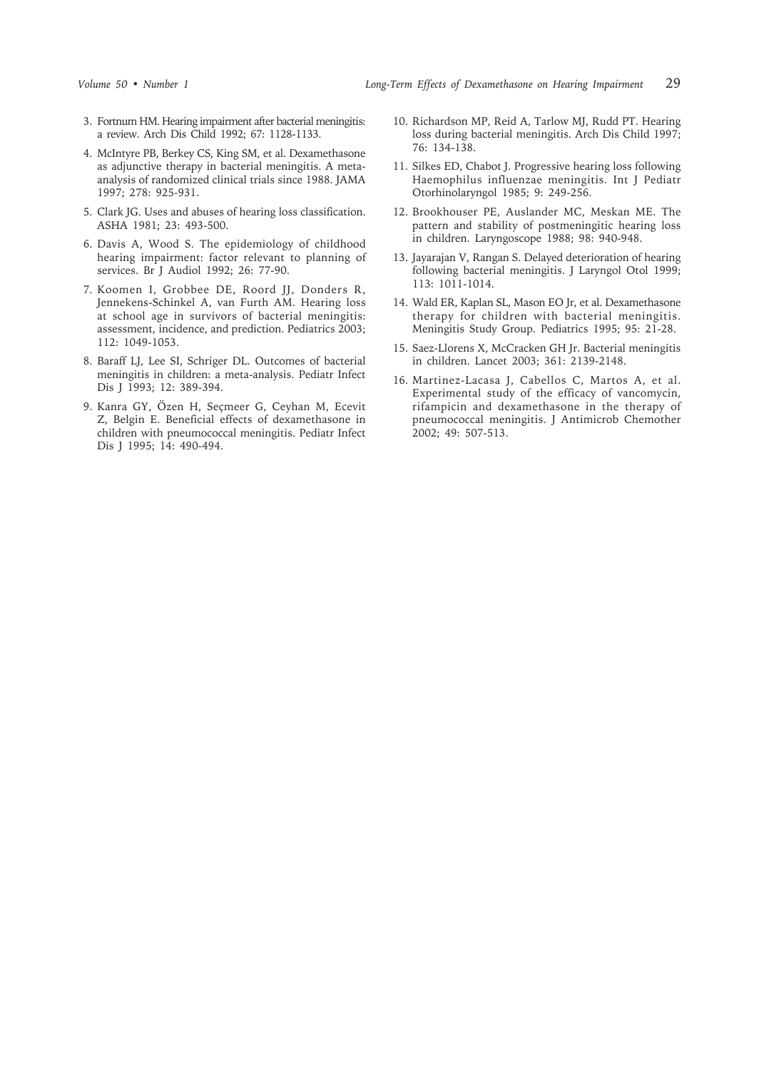3. Fortnum HM. Hearing impairment after bacterial meningitis: a review. Arch Dis Child 1992; 67: 1128-1133.
4. McIntyre PB, Berkey CS, King SM, et al. Dexamethasone as adjunctive therapy in bacterial meningitis. A meta-analysis of randomized clinical trials since 1988. JAMA 1997; 278: 925-931.
5. Clark JG. Uses and abuses of hearing loss classification. ASHA 1981; 23: 493-500.
6. Davis A, Wood S. The epidemiology of childhood hearing impairment: factor relevant to planning of services. Br J Audiol 1992; 26: 77-90.
7. Koomen I, Grobbee DE, Roord JJ, Donders R, Jennekens-Schinkel A, van Furth AM. Hearing loss at school age in survivors of bacterial meningitis: assessment, incidence, and prediction. Pediatrics 2003; 112: 1049-1053.
8. Baraff LJ, Lee SI, Schriger DL. Outcomes of bacterial meningitis in children: a meta-analysis. Pediatr Infect Dis J 1993; 12: 389-394.
9. Kanra GY, Özen H, Seçmeer G, Ceyhan M, Ecevit Z, Belgin E. Beneficial effects of dexamethasone in children with pneumococcal meningitis. Pediatr Infect Dis J 1995; 14: 490-494.
10. Richardson MP, Reid A, Tarlow MJ, Rudd PT. Hearing loss during bacterial meningitis. Arch Dis Child 1997; 76: 134-138.
11. Silkes ED, Chabot J. Progressive hearing loss following Haemophilus influenzae meningitis. Int J Pediatr Otorhinolaryngol 1985; 9: 249-256.
12. Brookhouser PE, Auslander MC, Meskan ME. The pattern and stability of postmeningitic hearing loss in children. Laryngoscope 1988; 98: 940-948.
13. Jayarajan V, Rangan S. Delayed deterioration of hearing following bacterial meningitis. J Laryngol Otol 1999; 113: 1011-1014.
14. Wald ER, Kaplan SL, Mason EO Jr, et al. Dexamethasone therapy for children with bacterial meningitis. Meningitis Study Group. Pediatrics 1995; 95: 21-28.
15. Saez-Llorens X, McCracken GH Jr. Bacterial meningitis in children. Lancet 2003; 361: 2139-2148.
16. Martinez-Lacasa J, Cabellos C, Martos A, et al. Experimental study of the efficacy of vancomycin, rifampicin and dexamethasone in the therapy of pneumococcal meningitis. J Antimicrob Chemother 2002; 49: 507-513.